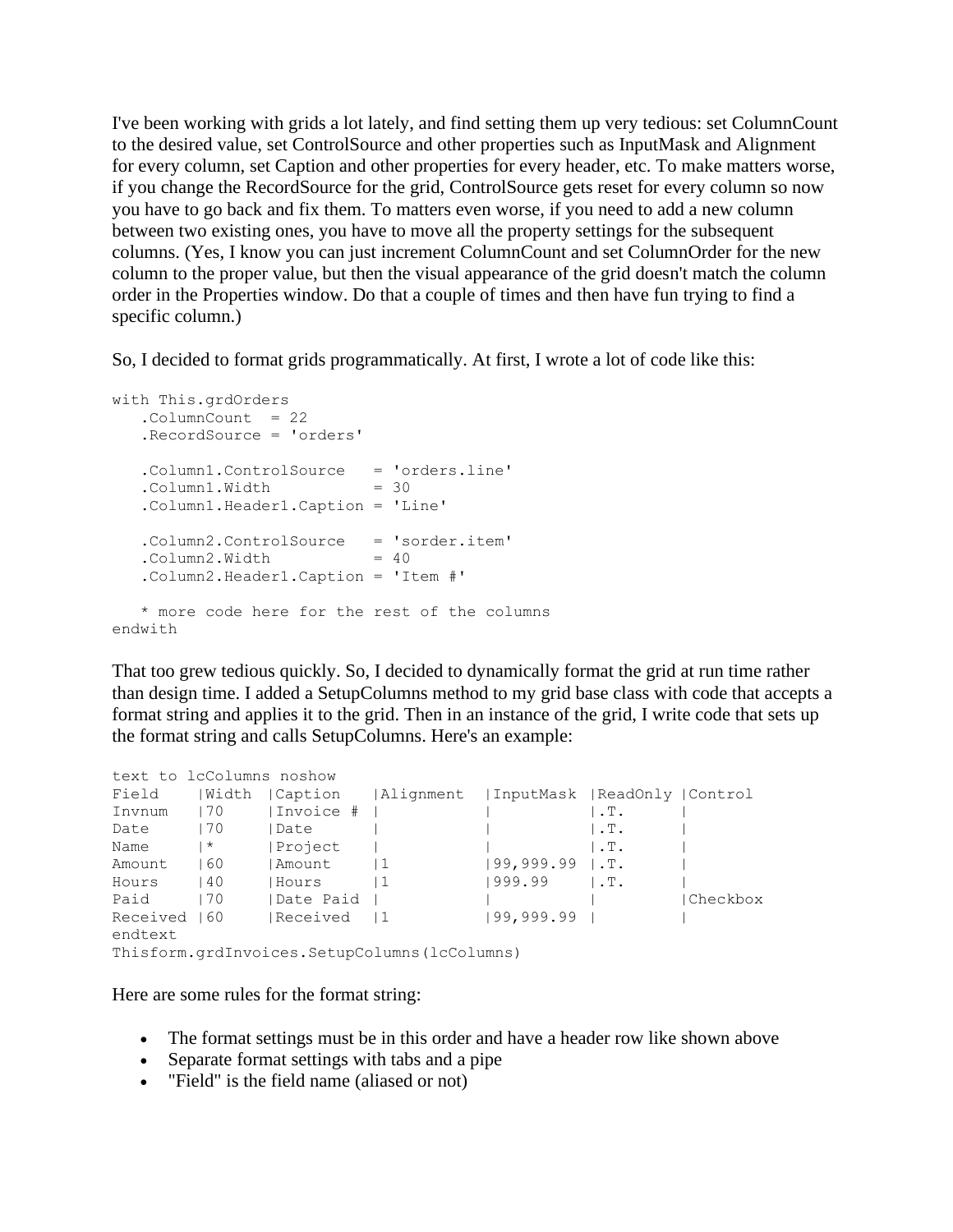I've been working with grids a lot lately, and find setting them up very tedious: set ColumnCount to the desired value, set ControlSource and other properties such as InputMask and Alignment for every column, set Caption and other properties for every header, etc. To make matters worse, if you change the RecordSource for the grid, ControlSource gets reset for every column so now you have to go back and fix them. To matters even worse, if you need to add a new column between two existing ones, you have to move all the property settings for the subsequent columns. (Yes, I know you can just increment ColumnCount and set ColumnOrder for the new column to the proper value, but then the visual appearance of the grid doesn't match the column order in the Properties window. Do that a couple of times and then have fun trying to find a specific column.)

So, I decided to format grids programmatically. At first, I wrote a lot of code like this:

```
with This.grdOrders
   .ColumnCount  = 22
   .RecordSource = 'orders'

   .Column1.ControlSource   = 'orders.line'
   .Column1.Width           = 30
   .Column1.Header1.Caption = 'Line'

   .Column2.ControlSource   = 'sorder.item'
   .Column2.Width           = 40
   .Column2.Header1.Caption = 'Item #'

   * more code here for the rest of the columns
endwith
```

That too grew tedious quickly. So, I decided to dynamically format the grid at run time rather than design time. I added a SetupColumns method to my grid base class with code that accepts a format string and applies it to the grid. Then in an instance of the grid, I write code that sets up the format string and calls SetupColumns. Here's an example:

```
text to lcColumns noshow
Field    |Width  |Caption    |Alignment  |InputMask |ReadOnly |Control
Invnum   |70     |Invoice #  |           |          |.T.      |
Date     |70     |Date       |           |          |.T.      |
Name     |*      |Project    |           |          |.T.      |
Amount   |60     |Amount     |1          |99,999.99 |.T.      |
Hours    |40     |Hours      |1          |999.99    |.T.      |
Paid     |70     |Date Paid  |           |          |         |Checkbox
Received |60     |Received   |1          |99,999.99 |         |
endtext
Thisform.grdInvoices.SetupColumns(lcColumns)
```

Here are some rules for the format string:

- The format settings must be in this order and have a header row like shown above
- Separate format settings with tabs and a pipe
- "Field" is the field name (aliased or not)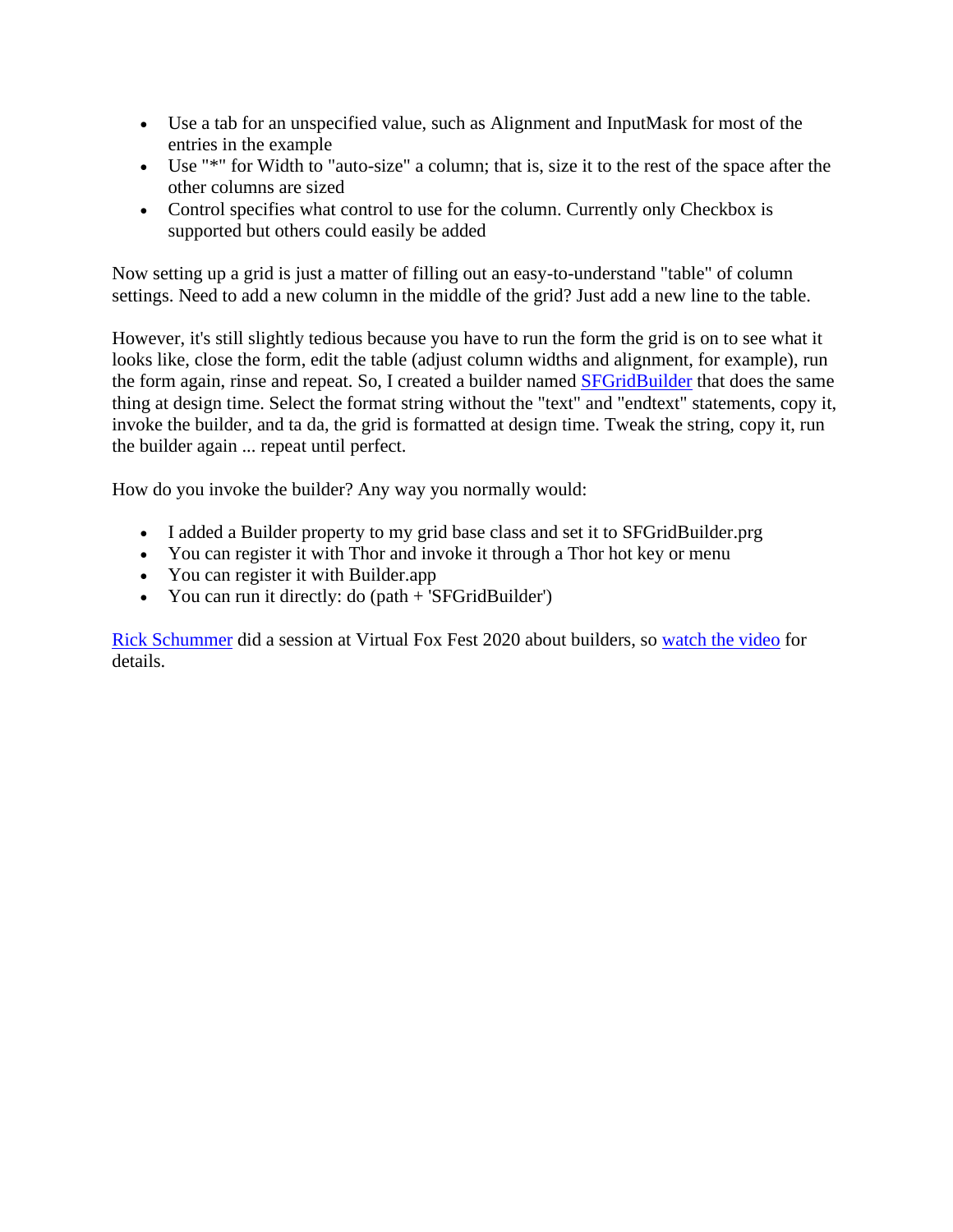- Use a tab for an unspecified value, such as Alignment and InputMask for most of the entries in the example
- Use "*" for Width to "auto-size" a column; that is, size it to the rest of the space after the other columns are sized
- Control specifies what control to use for the column. Currently only Checkbox is supported but others could easily be added

Now setting up a grid is just a matter of filling out an easy-to-understand "table" of column settings. Need to add a new column in the middle of the grid? Just add a new line to the table.

However, it's still slightly tedious because you have to run the form the grid is on to see what it looks like, close the form, edit the table (adjust column widths and alignment, for example), run the form again, rinse and repeat. So, I created a builder named SFGridBuilder that does the same thing at design time. Select the format string without the "text" and "endtext" statements, copy it, invoke the builder, and ta da, the grid is formatted at design time. Tweak the string, copy it, run the builder again ... repeat until perfect.

How do you invoke the builder? Any way you normally would:

- I added a Builder property to my grid base class and set it to SFGridBuilder.prg
- You can register it with Thor and invoke it through a Thor hot key or menu
- You can register it with Builder.app
- You can run it directly: do (path + 'SFGridBuilder')

Rick Schummer did a session at Virtual Fox Fest 2020 about builders, so watch the video for details.